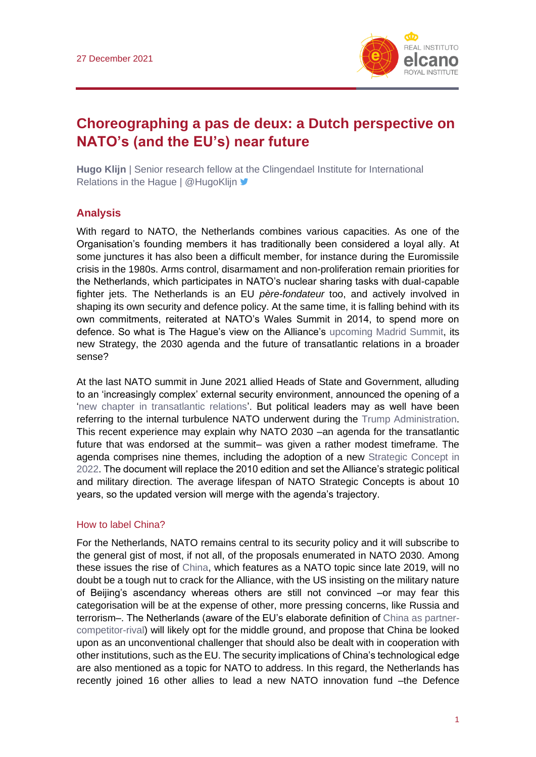27 December 2021

# Choreographing a pas de deux: a Dutch perspective on NATO's (and the EU's) near future

**Hugo Klijn** | Senior research fellow at the Clingendael Institute for International Relations in the Hague | @HugoKlijn

## Analysis

With regard to NATO, the Netherlands combines various capacities. As one of the Organisation's founding members it has traditionally been considered a loyal ally. At some junctures it has also been a difficult member, for instance during the Euromissile crisis in the 1980s. Arms control, disarmament and non-proliferation remain priorities for the Netherlands, which participates in NATO's nuclear sharing tasks with dual-capable fighter jets. The Netherlands is an EU *père-fondateur* too, and actively involved in shaping its own security and defence policy. At the same time, it is falling behind with its own commitments, reiterated at NATO's Wales Summit in 2014, to spend more on defence. So what is The Hague's view on the Alliance's upcoming Madrid Summit, its new Strategy, the 2030 agenda and the future of transatlantic relations in a broader sense?

At the last NATO summit in June 2021 allied Heads of State and Government, alluding to an 'increasingly complex' external security environment, announced the opening of a 'new chapter in transatlantic relations'. But political leaders may as well have been referring to the internal turbulence NATO underwent during the Trump Administration. This recent experience may explain why NATO 2030 –an agenda for the transatlantic future that was endorsed at the summit– was given a rather modest timeframe. The agenda comprises nine themes, including the adoption of a new Strategic Concept in 2022. The document will replace the 2010 edition and set the Alliance's strategic political and military direction. The average lifespan of NATO Strategic Concepts is about 10 years, so the updated version will merge with the agenda's trajectory.

### How to label China?

For the Netherlands, NATO remains central to its security policy and it will subscribe to the general gist of most, if not all, of the proposals enumerated in NATO 2030. Among these issues the rise of China, which features as a NATO topic since late 2019, will no doubt be a tough nut to crack for the Alliance, with the US insisting on the military nature of Beijing's ascendancy whereas others are still not convinced –or may fear this categorisation will be at the expense of other, more pressing concerns, like Russia and terrorism–. The Netherlands (aware of the EU's elaborate definition of China as partner-competitor-rival) will likely opt for the middle ground, and propose that China be looked upon as an unconventional challenger that should also be dealt with in cooperation with other institutions, such as the EU. The security implications of China's technological edge are also mentioned as a topic for NATO to address. In this regard, the Netherlands has recently joined 16 other allies to lead a new NATO innovation fund –the Defence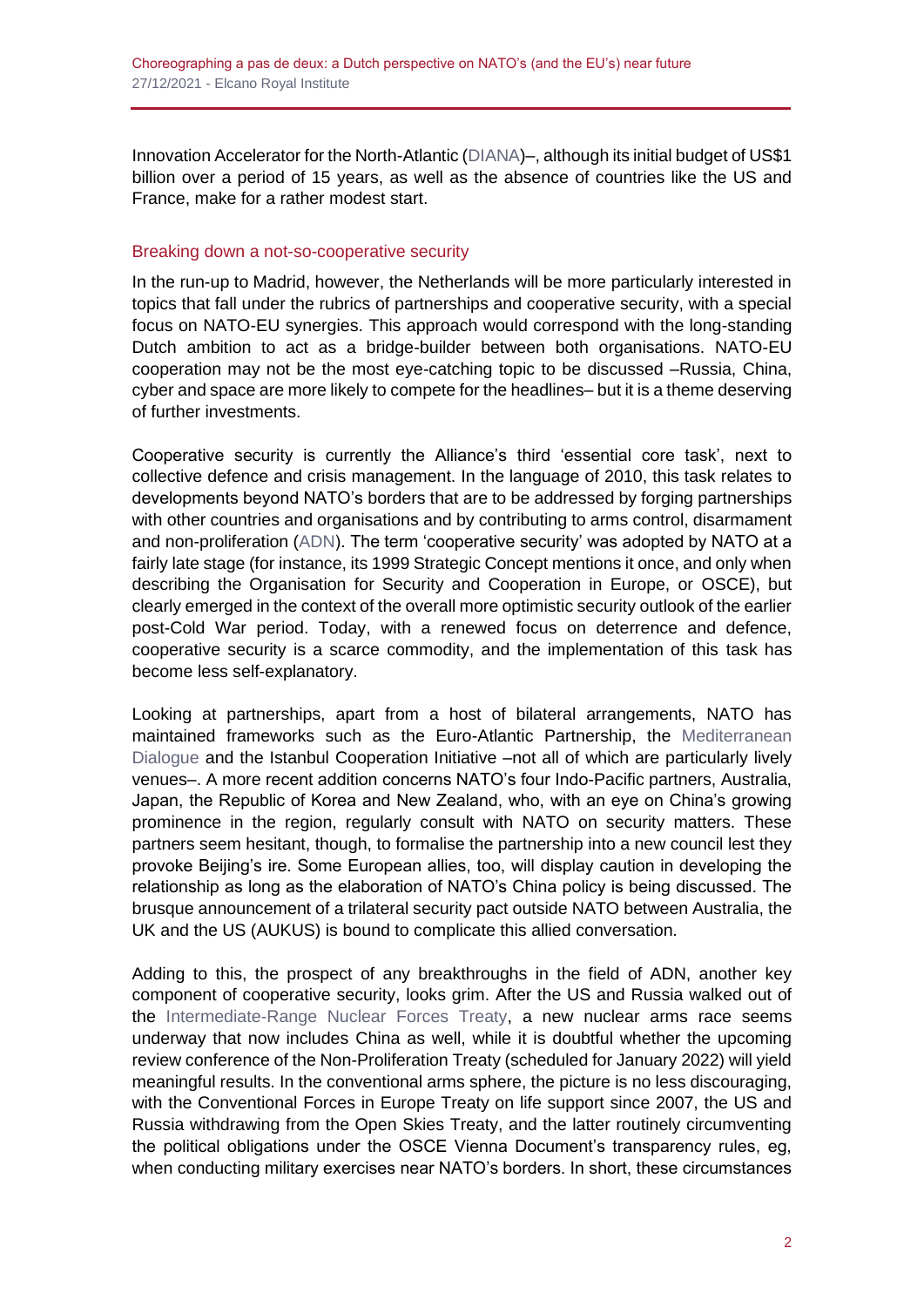Innovation Accelerator for the North-Atlantic (DIANA)–, although its initial budget of US$1 billion over a period of 15 years, as well as the absence of countries like the US and France, make for a rather modest start.

## Breaking down a not-so-cooperative security

In the run-up to Madrid, however, the Netherlands will be more particularly interested in topics that fall under the rubrics of partnerships and cooperative security, with a special focus on NATO-EU synergies. This approach would correspond with the long-standing Dutch ambition to act as a bridge-builder between both organisations. NATO-EU cooperation may not be the most eye-catching topic to be discussed –Russia, China, cyber and space are more likely to compete for the headlines– but it is a theme deserving of further investments.

Cooperative security is currently the Alliance's third 'essential core task', next to collective defence and crisis management. In the language of 2010, this task relates to developments beyond NATO's borders that are to be addressed by forging partnerships with other countries and organisations and by contributing to arms control, disarmament and non-proliferation (ADN). The term 'cooperative security' was adopted by NATO at a fairly late stage (for instance, its 1999 Strategic Concept mentions it once, and only when describing the Organisation for Security and Cooperation in Europe, or OSCE), but clearly emerged in the context of the overall more optimistic security outlook of the earlier post-Cold War period. Today, with a renewed focus on deterrence and defence, cooperative security is a scarce commodity, and the implementation of this task has become less self-explanatory.

Looking at partnerships, apart from a host of bilateral arrangements, NATO has maintained frameworks such as the Euro-Atlantic Partnership, the Mediterranean Dialogue and the Istanbul Cooperation Initiative –not all of which are particularly lively venues–. A more recent addition concerns NATO's four Indo-Pacific partners, Australia, Japan, the Republic of Korea and New Zealand, who, with an eye on China's growing prominence in the region, regularly consult with NATO on security matters. These partners seem hesitant, though, to formalise the partnership into a new council lest they provoke Beijing's ire. Some European allies, too, will display caution in developing the relationship as long as the elaboration of NATO's China policy is being discussed. The brusque announcement of a trilateral security pact outside NATO between Australia, the UK and the US (AUKUS) is bound to complicate this allied conversation.

Adding to this, the prospect of any breakthroughs in the field of ADN, another key component of cooperative security, looks grim. After the US and Russia walked out of the Intermediate-Range Nuclear Forces Treaty, a new nuclear arms race seems underway that now includes China as well, while it is doubtful whether the upcoming review conference of the Non-Proliferation Treaty (scheduled for January 2022) will yield meaningful results. In the conventional arms sphere, the picture is no less discouraging, with the Conventional Forces in Europe Treaty on life support since 2007, the US and Russia withdrawing from the Open Skies Treaty, and the latter routinely circumventing the political obligations under the OSCE Vienna Document's transparency rules, eg, when conducting military exercises near NATO's borders. In short, these circumstances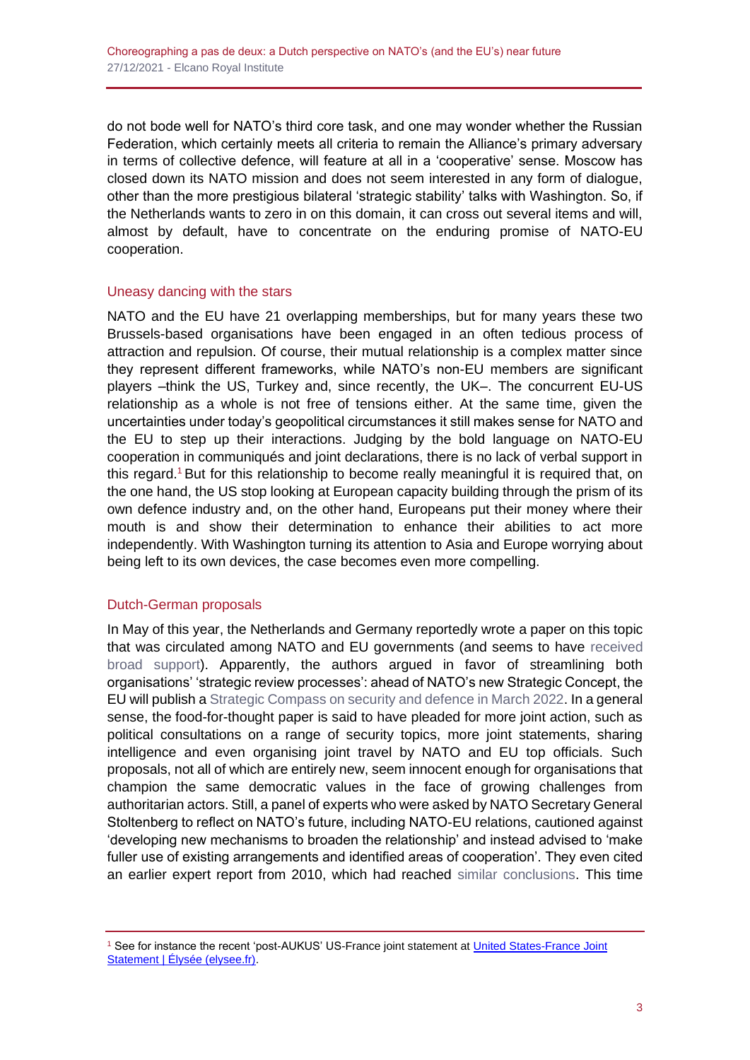do not bode well for NATO's third core task, and one may wonder whether the Russian Federation, which certainly meets all criteria to remain the Alliance's primary adversary in terms of collective defence, will feature at all in a 'cooperative' sense. Moscow has closed down its NATO mission and does not seem interested in any form of dialogue, other than the more prestigious bilateral 'strategic stability' talks with Washington. So, if the Netherlands wants to zero in on this domain, it can cross out several items and will, almost by default, have to concentrate on the enduring promise of NATO-EU cooperation.

## Uneasy dancing with the stars

NATO and the EU have 21 overlapping memberships, but for many years these two Brussels-based organisations have been engaged in an often tedious process of attraction and repulsion. Of course, their mutual relationship is a complex matter since they represent different frameworks, while NATO's non-EU members are significant players –think the US, Turkey and, since recently, the UK–. The concurrent EU-US relationship as a whole is not free of tensions either. At the same time, given the uncertainties under today's geopolitical circumstances it still makes sense for NATO and the EU to step up their interactions. Judging by the bold language on NATO-EU cooperation in communiqués and joint declarations, there is no lack of verbal support in this regard.[1] But for this relationship to become really meaningful it is required that, on the one hand, the US stop looking at European capacity building through the prism of its own defence industry and, on the other hand, Europeans put their money where their mouth is and show their determination to enhance their abilities to act more independently. With Washington turning its attention to Asia and Europe worrying about being left to its own devices, the case becomes even more compelling.

## Dutch-German proposals

In May of this year, the Netherlands and Germany reportedly wrote a paper on this topic that was circulated among NATO and EU governments (and seems to have received broad support). Apparently, the authors argued in favor of streamlining both organisations' 'strategic review processes': ahead of NATO's new Strategic Concept, the EU will publish a Strategic Compass on security and defence in March 2022. In a general sense, the food-for-thought paper is said to have pleaded for more joint action, such as political consultations on a range of security topics, more joint statements, sharing intelligence and even organising joint travel by NATO and EU top officials. Such proposals, not all of which are entirely new, seem innocent enough for organisations that champion the same democratic values in the face of growing challenges from authoritarian actors. Still, a panel of experts who were asked by NATO Secretary General Stoltenberg to reflect on NATO's future, including NATO-EU relations, cautioned against 'developing new mechanisms to broaden the relationship' and instead advised to 'make fuller use of existing arrangements and identified areas of cooperation'. They even cited an earlier expert report from 2010, which had reached similar conclusions. This time

---

[1] See for instance the recent 'post-AUKUS' US-France joint statement at United States-France Joint Statement | Élysée (elysee.fr).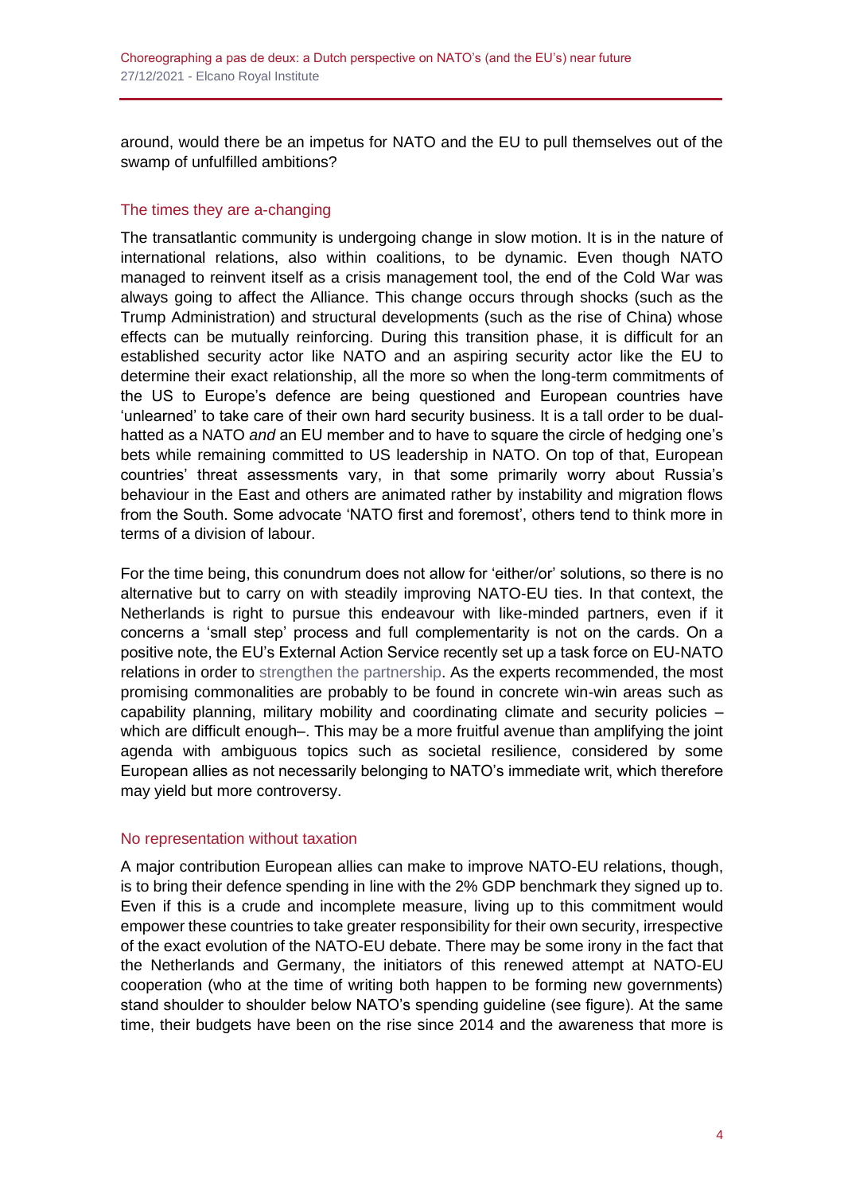around, would there be an impetus for NATO and the EU to pull themselves out of the swamp of unfulfilled ambitions?

## The times they are a-changing

The transatlantic community is undergoing change in slow motion. It is in the nature of international relations, also within coalitions, to be dynamic. Even though NATO managed to reinvent itself as a crisis management tool, the end of the Cold War was always going to affect the Alliance. This change occurs through shocks (such as the Trump Administration) and structural developments (such as the rise of China) whose effects can be mutually reinforcing. During this transition phase, it is difficult for an established security actor like NATO and an aspiring security actor like the EU to determine their exact relationship, all the more so when the long-term commitments of the US to Europe's defence are being questioned and European countries have 'unlearned' to take care of their own hard security business. It is a tall order to be dual-hatted as a NATO *and* an EU member and to have to square the circle of hedging one's bets while remaining committed to US leadership in NATO. On top of that, European countries' threat assessments vary, in that some primarily worry about Russia's behaviour in the East and others are animated rather by instability and migration flows from the South. Some advocate 'NATO first and foremost', others tend to think more in terms of a division of labour.

For the time being, this conundrum does not allow for 'either/or' solutions, so there is no alternative but to carry on with steadily improving NATO-EU ties. In that context, the Netherlands is right to pursue this endeavour with like-minded partners, even if it concerns a 'small step' process and full complementarity is not on the cards. On a positive note, the EU's External Action Service recently set up a task force on EU-NATO relations in order to strengthen the partnership. As the experts recommended, the most promising commonalities are probably to be found in concrete win-win areas such as capability planning, military mobility and coordinating climate and security policies –which are difficult enough–. This may be a more fruitful avenue than amplifying the joint agenda with ambiguous topics such as societal resilience, considered by some European allies as not necessarily belonging to NATO's immediate writ, which therefore may yield but more controversy.

## No representation without taxation

A major contribution European allies can make to improve NATO-EU relations, though, is to bring their defence spending in line with the 2% GDP benchmark they signed up to. Even if this is a crude and incomplete measure, living up to this commitment would empower these countries to take greater responsibility for their own security, irrespective of the exact evolution of the NATO-EU debate. There may be some irony in the fact that the Netherlands and Germany, the initiators of this renewed attempt at NATO-EU cooperation (who at the time of writing both happen to be forming new governments) stand shoulder to shoulder below NATO's spending guideline (see figure). At the same time, their budgets have been on the rise since 2014 and the awareness that more is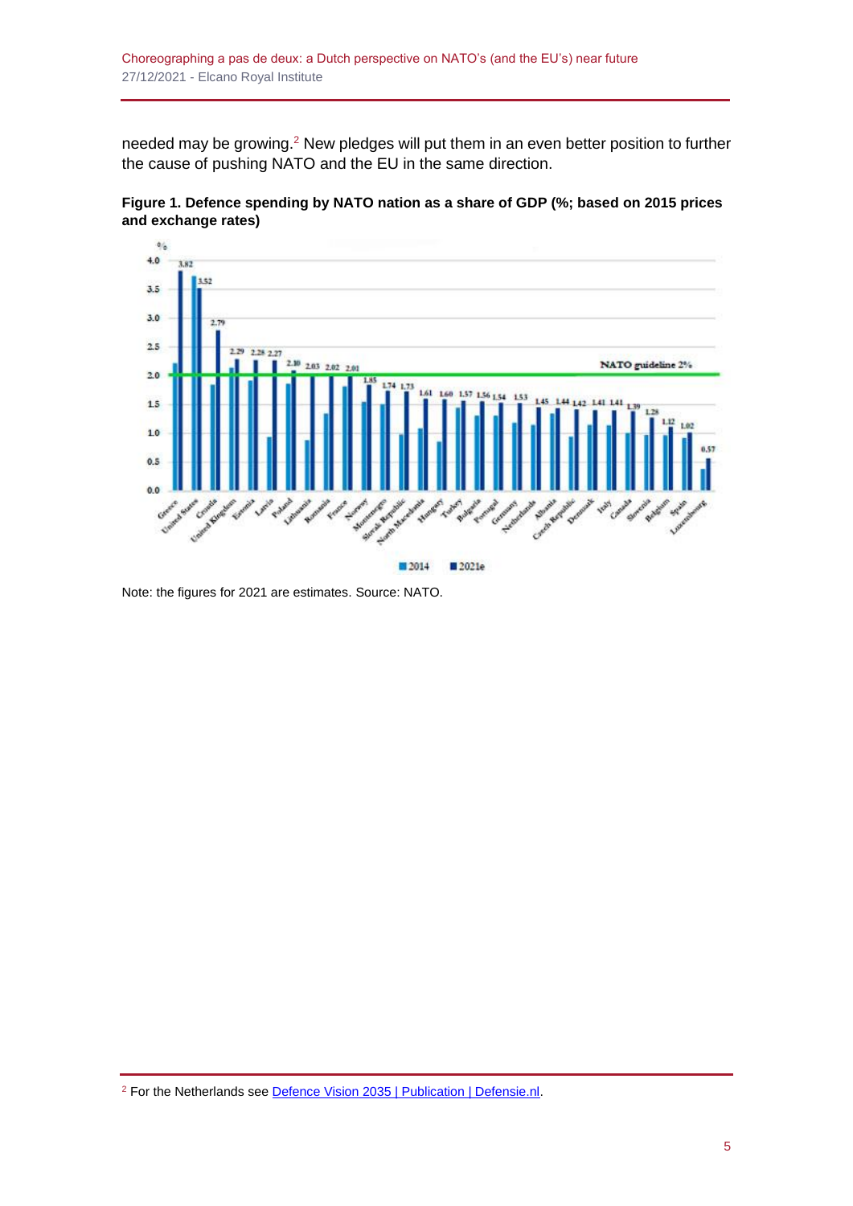needed may be growing.[2] New pledges will put them in an even better position to further the cause of pushing NATO and the EU in the same direction.

**Figure 1. Defence spending by NATO nation as a share of GDP (%; based on 2015 prices and exchange rates)**

Note: the figures for 2021 are estimates. Source: NATO.

[2] For the Netherlands see Defence Vision 2035 | Publication | Defensie.nl.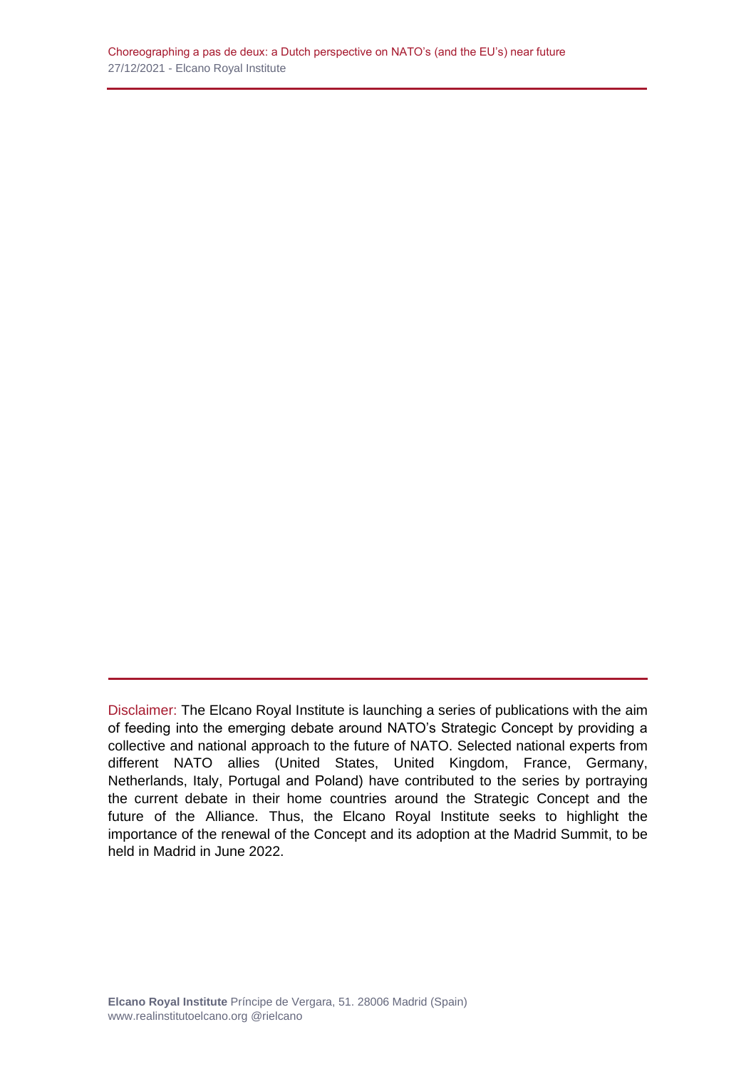Disclaimer: The Elcano Royal Institute is launching a series of publications with the aim of feeding into the emerging debate around NATO's Strategic Concept by providing a collective and national approach to the future of NATO. Selected national experts from different NATO allies (United States, United Kingdom, France, Germany, Netherlands, Italy, Portugal and Poland) have contributed to the series by portraying the current debate in their home countries around the Strategic Concept and the future of the Alliance. Thus, the Elcano Royal Institute seeks to highlight the importance of the renewal of the Concept and its adoption at the Madrid Summit, to be held in Madrid in June 2022.